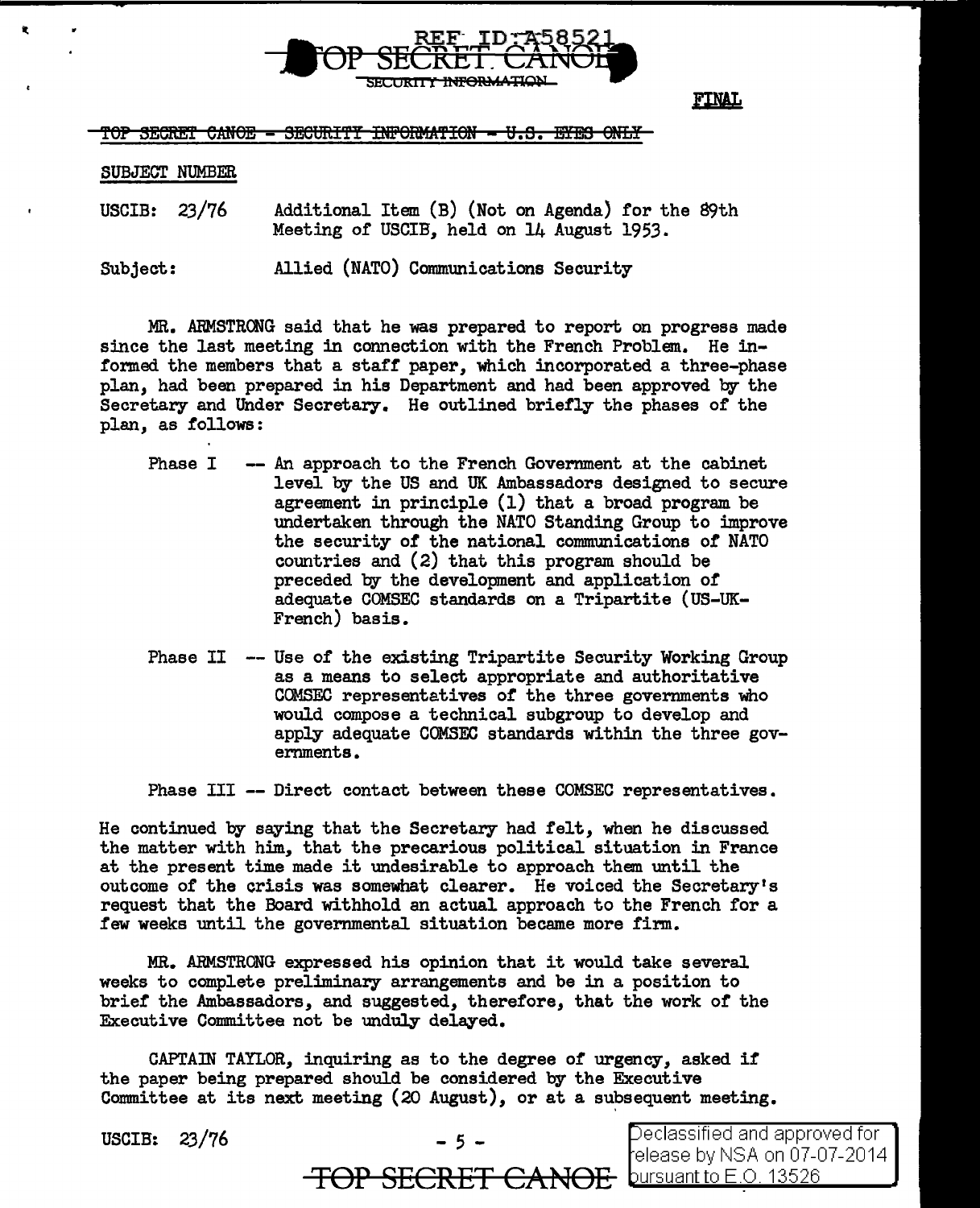FINAL

~~TOP SECRET CANOE - SECURITY INFORMATION - U.S. EYES ONLY~~

SUBJECT NUMBER

USCIB: 23/76 Additional Item (B) (Not on Agenda) for the 89th Meeting of USCIB, held on 14 August 1953.

Subject: Allied (NATO) Communications Security

MR. ARMSTRONG said that he was prepared to report on progress made since the last meeting in connection with the French Problem. He informed the members that a staff paper, which incorporated a three-phase plan, had been prepared in his Department and had been approved by the Secretary and Under Secretary. He outlined briefly the phases of the plan, as follows:

Phase I -- An approach to the French Government at the cabinet level by the US and UK Ambassadors designed to secure agreement in principle (1) that a broad program be undertaken through the NATO Standing Group to improve the security of the national communications of NATO countries and (2) that this program should be preceded by the development and application of adequate COMSEC standards on a Tripartite (US-UK-French) basis.

Phase II -- Use of the existing Tripartite Security Working Group as a means to select appropriate and authoritative COMSEC representatives of the three governments who would compose a technical subgroup to develop and apply adequate COMSEC standards within the three governments.

Phase III -- Direct contact between these COMSEC representatives.

He continued by saying that the Secretary had felt, when he discussed the matter with him, that the precarious political situation in France at the present time made it undesirable to approach them until the outcome of the crisis was somewhat clearer. He voiced the Secretary's request that the Board withhold an actual approach to the French for a few weeks until the governmental situation became more firm.

MR. ARMSTRONG expressed his opinion that it would take several weeks to complete preliminary arrangements and be in a position to brief the Ambassadors, and suggested, therefore, that the work of the Executive Committee not be unduly delayed.

CAPTAIN TAYLOR, inquiring as to the degree of urgency, asked if the paper being prepared should be considered by the Executive Committee at its next meeting (20 August), or at a subsequent meeting.

USCIB: 23/76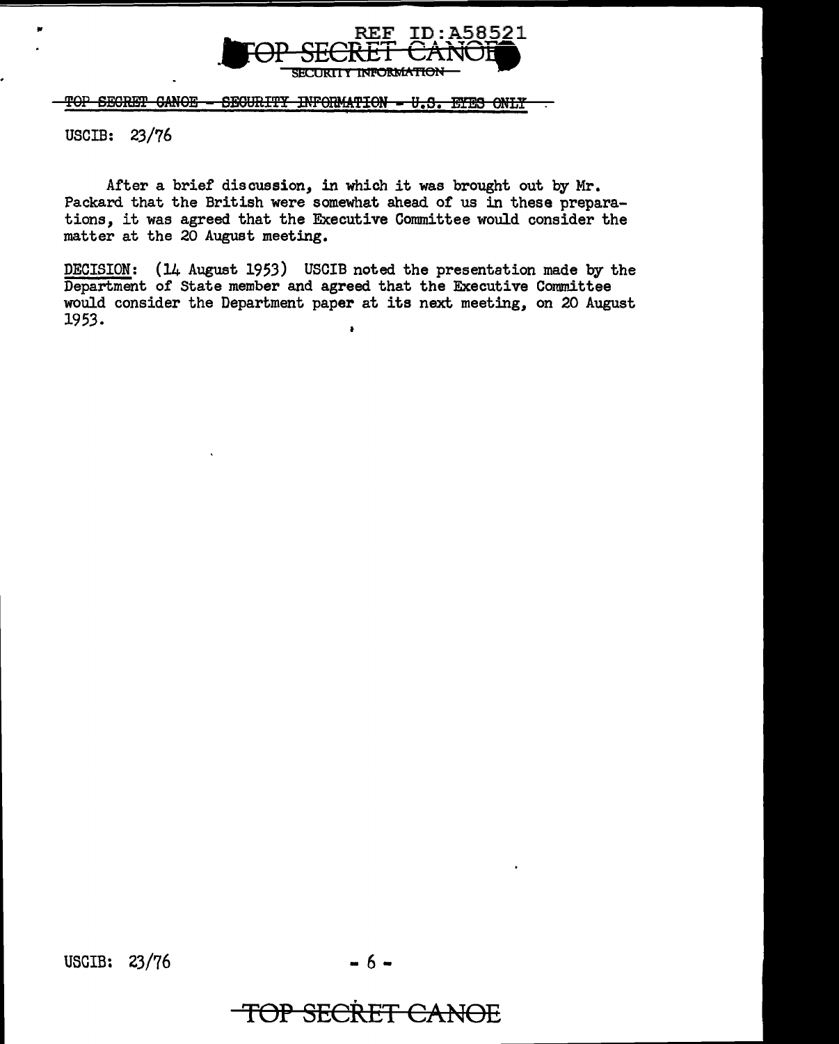TOP SECRET CANOE - SECURITY INFORMATION - U.S. EYES ONLY

USCIB: 23/76

After a brief discussion, in which it was brought out by Mr. Packard that the British were somewhat ahead of us in these preparations, it was agreed that the Executive Committee would consider the matter at the 20 August meeting.

DECISION: (14 August 1953) USCIB noted the presentation made by the Department of State member and agreed that the Executive Committee would consider the Department paper at its next meeting, on 20 August 1953.